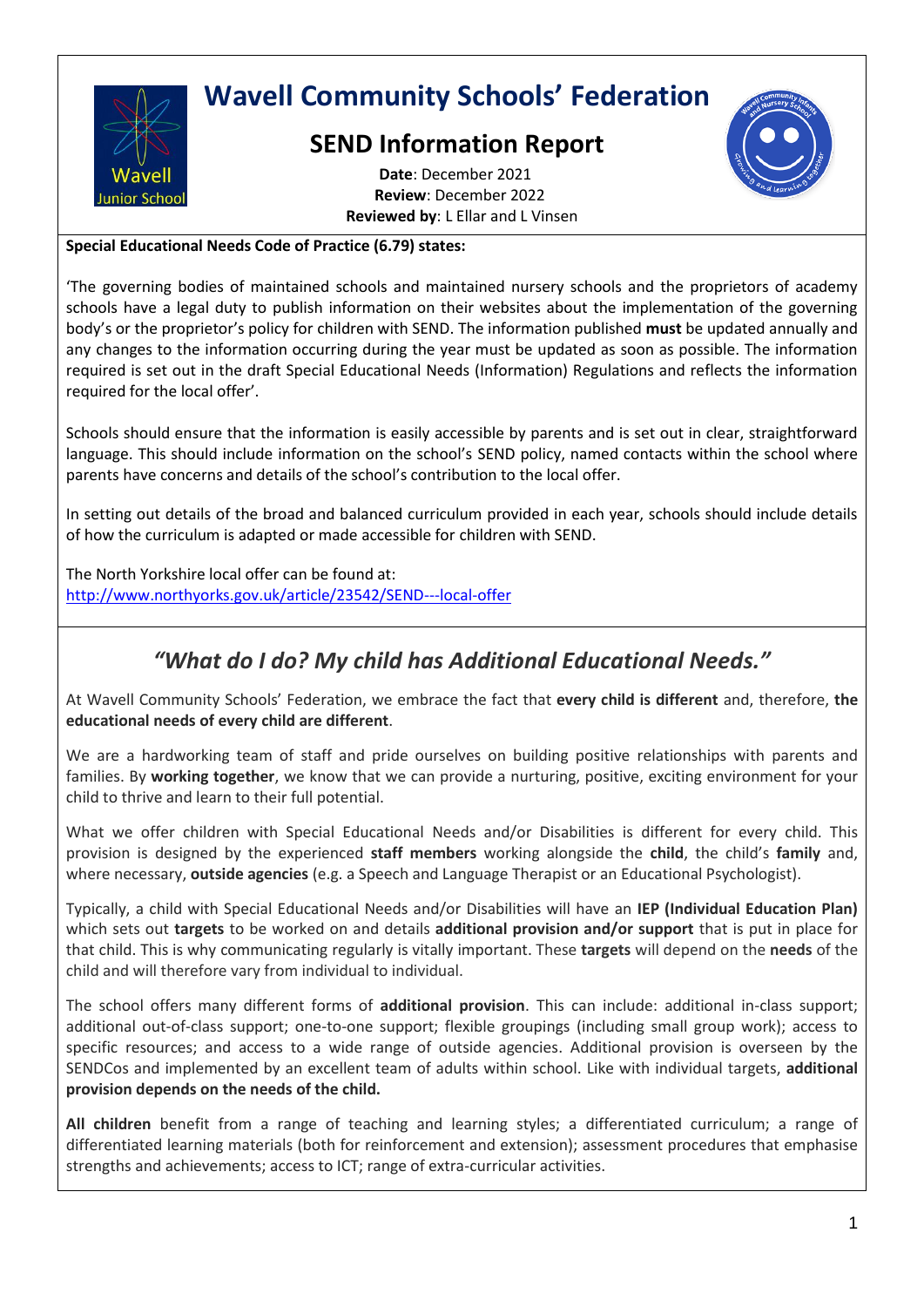# Wavell Community Schools' Federation

## SEND Information Report

**Date**: December 2021
**Review**: December 2022
**Reviewed by**: L Ellar and L Vinsen

**Special Educational Needs Code of Practice (6.79) states:**

'The governing bodies of maintained schools and maintained nursery schools and the proprietors of academy schools have a legal duty to publish information on their websites about the implementation of the governing body's or the proprietor's policy for children with SEND. The information published **must** be updated annually and any changes to the information occurring during the year must be updated as soon as possible. The information required is set out in the draft Special Educational Needs (Information) Regulations and reflects the information required for the local offer'.

Schools should ensure that the information is easily accessible by parents and is set out in clear, straightforward language. This should include information on the school's SEND policy, named contacts within the school where parents have concerns and details of the school's contribution to the local offer.

In setting out details of the broad and balanced curriculum provided in each year, schools should include details of how the curriculum is adapted or made accessible for children with SEND.

The North Yorkshire local offer can be found at:
http://www.northyorks.gov.uk/article/23542/SEND---local-offer

## *"What do I do? My child has Additional Educational Needs."*

At Wavell Community Schools' Federation, we embrace the fact that **every child is different** and, therefore, **the educational needs of every child are different**.

We are a hardworking team of staff and pride ourselves on building positive relationships with parents and families. By **working together**, we know that we can provide a nurturing, positive, exciting environment for your child to thrive and learn to their full potential.

What we offer children with Special Educational Needs and/or Disabilities is different for every child. This provision is designed by the experienced **staff members** working alongside the **child**, the child's **family** and, where necessary, **outside agencies** (e.g. a Speech and Language Therapist or an Educational Psychologist).

Typically, a child with Special Educational Needs and/or Disabilities will have an **IEP (Individual Education Plan)** which sets out **targets** to be worked on and details **additional provision and/or support** that is put in place for that child. This is why communicating regularly is vitally important. These **targets** will depend on the **needs** of the child and will therefore vary from individual to individual.

The school offers many different forms of **additional provision**. This can include: additional in-class support; additional out-of-class support; one-to-one support; flexible groupings (including small group work); access to specific resources; and access to a wide range of outside agencies. Additional provision is overseen by the SENDCos and implemented by an excellent team of adults within school. Like with individual targets, **additional provision depends on the needs of the child.**

**All children** benefit from a range of teaching and learning styles; a differentiated curriculum; a range of differentiated learning materials (both for reinforcement and extension); assessment procedures that emphasise strengths and achievements; access to ICT; range of extra-curricular activities.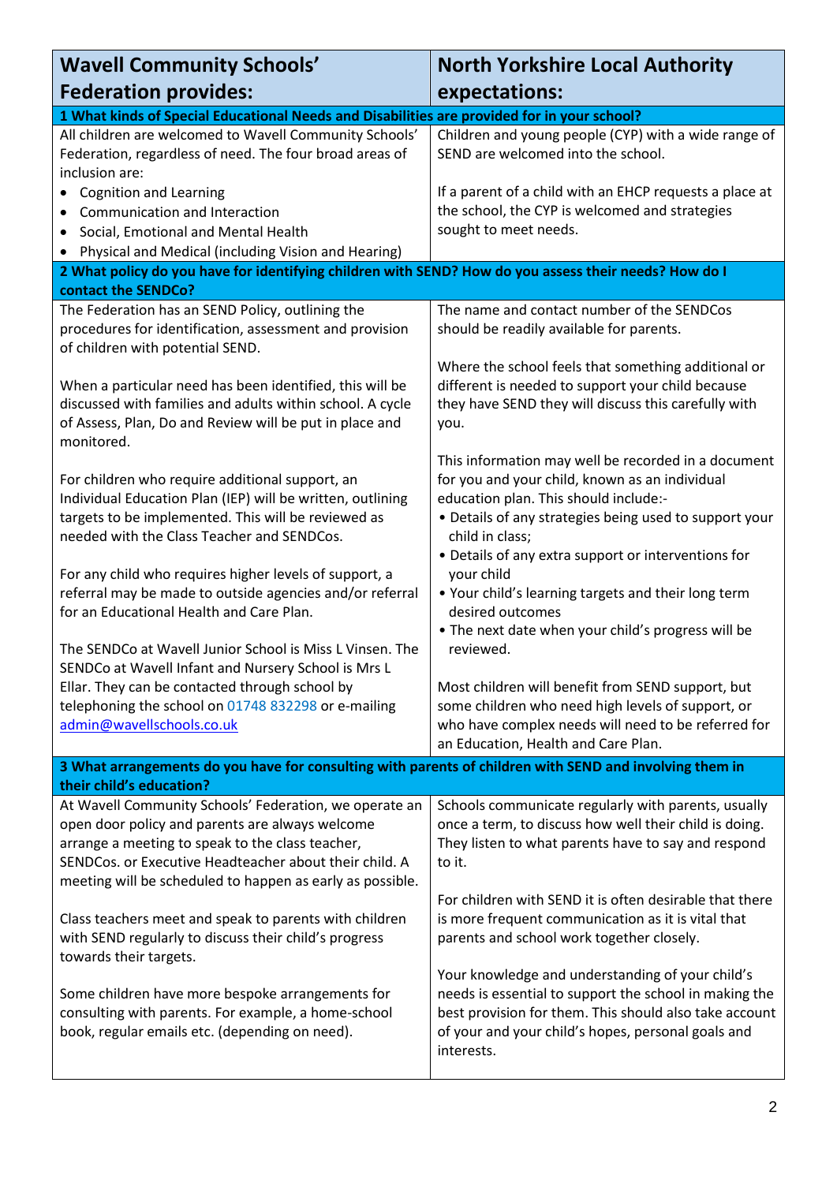| Wavell Community Schools' Federation provides: | North Yorkshire Local Authority expectations: |
|---|---|
| **1 What kinds of Special Educational Needs and Disabilities are provided for in your school?** | |
| All children are welcomed to Wavell Community Schools' Federation, regardless of need. The four broad areas of inclusion are:<br>• Cognition and Learning<br>• Communication and Interaction<br>• Social, Emotional and Mental Health<br>• Physical and Medical (including Vision and Hearing) | Children and young people (CYP) with a wide range of SEND are welcomed into the school.<br><br>If a parent of a child with an EHCP requests a place at the school, the CYP is welcomed and strategies sought to meet needs. |
| **2 What policy do you have for identifying children with SEND? How do you assess their needs? How do I contact the SENDCo?** | |
| The Federation has an SEND Policy, outlining the procedures for identification, assessment and provision of children with potential SEND.<br><br>When a particular need has been identified, this will be discussed with families and adults within school. A cycle of Assess, Plan, Do and Review will be put in place and monitored.<br><br>For children who require additional support, an Individual Education Plan (IEP) will be written, outlining targets to be implemented. This will be reviewed as needed with the Class Teacher and SENDCos.<br><br>For any child who requires higher levels of support, a referral may be made to outside agencies and/or referral for an Educational Health and Care Plan.<br><br>The SENDCo at Wavell Junior School is Miss L Vinsen. The SENDCo at Wavell Infant and Nursery School is Mrs L Ellar. They can be contacted through school by telephoning the school on 01748 832298 or e-mailing admin@wavellschools.co.uk | The name and contact number of the SENDCos should be readily available for parents.<br><br>Where the school feels that something additional or different is needed to support your child because they have SEND they will discuss this carefully with you.<br><br>This information may well be recorded in a document for you and your child, known as an individual education plan. This should include:-<br>• Details of any strategies being used to support your child in class;<br>• Details of any extra support or interventions for your child<br>• Your child's learning targets and their long term desired outcomes<br>• The next date when your child's progress will be reviewed.<br><br>Most children will benefit from SEND support, but some children who need high levels of support, or who have complex needs will need to be referred for an Education, Health and Care Plan. |
| **3 What arrangements do you have for consulting with parents of children with SEND and involving them in their child's education?** | |
| At Wavell Community Schools' Federation, we operate an open door policy and parents are always welcome arrange a meeting to speak to the class teacher, SENDCos. or Executive Headteacher about their child. A meeting will be scheduled to happen as early as possible.<br><br>Class teachers meet and speak to parents with children with SEND regularly to discuss their child's progress towards their targets.<br><br>Some children have more bespoke arrangements for consulting with parents. For example, a home-school book, regular emails etc. (depending on need). | Schools communicate regularly with parents, usually once a term, to discuss how well their child is doing. They listen to what parents have to say and respond to it.<br><br>For children with SEND it is often desirable that there is more frequent communication as it is vital that parents and school work together closely.<br><br>Your knowledge and understanding of your child's needs is essential to support the school in making the best provision for them. This should also take account of your and your child's hopes, personal goals and interests. |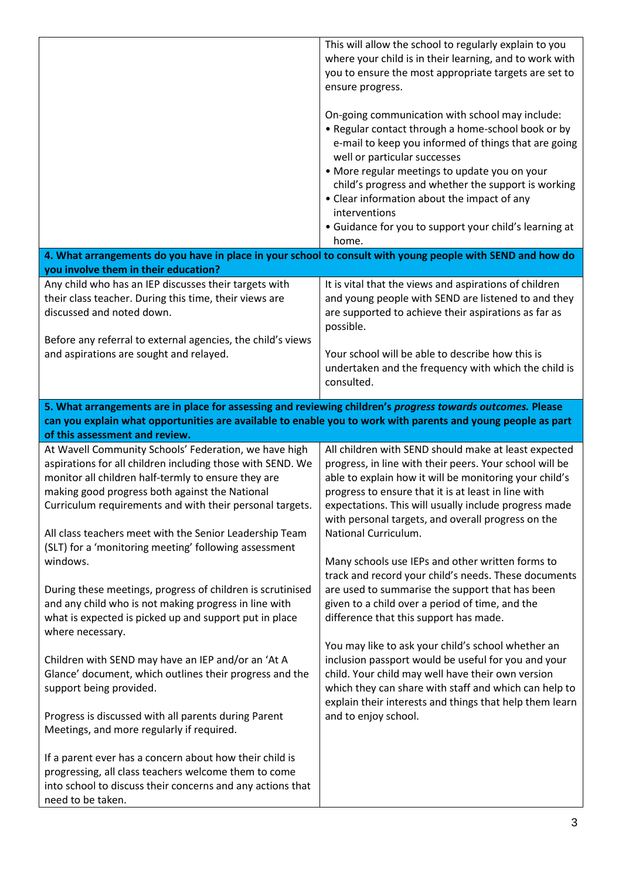| | |
|---|---|
| | This will allow the school to regularly explain to you where your child is in their learning, and to work with you to ensure the most appropriate targets are set to ensure progress.<br><br>On-going communication with school may include:<br>• Regular contact through a home-school book or by e-mail to keep you informed of things that are going well or particular successes<br>• More regular meetings to update you on your child's progress and whether the support is working<br>• Clear information about the impact of any interventions<br>• Guidance for you to support your child's learning at home. |
| **4. What arrangements do you have in place in your school to consult with young people with SEND and how do you involve them in their education?** | |
| Any child who has an IEP discusses their targets with their class teacher. During this time, their views are discussed and noted down.<br><br>Before any referral to external agencies, the child's views and aspirations are sought and relayed. | It is vital that the views and aspirations of children and young people with SEND are listened to and they are supported to achieve their aspirations as far as possible.<br><br>Your school will be able to describe how this is undertaken and the frequency with which the child is consulted. |
| **5. What arrangements are in place for assessing and reviewing children's *progress towards outcomes.* Please can you explain what opportunities are available to enable you to work with parents and young people as part of this assessment and review.** | |
| At Wavell Community Schools' Federation, we have high aspirations for all children including those with SEND. We monitor all children half-termly to ensure they are making good progress both against the National Curriculum requirements and with their personal targets.<br><br>All class teachers meet with the Senior Leadership Team (SLT) for a 'monitoring meeting' following assessment windows.<br><br>During these meetings, progress of children is scrutinised and any child who is not making progress in line with what is expected is picked up and support put in place where necessary.<br><br>Children with SEND may have an IEP and/or an 'At A Glance' document, which outlines their progress and the support being provided.<br><br>Progress is discussed with all parents during Parent Meetings, and more regularly if required.<br><br>If a parent ever has a concern about how their child is progressing, all class teachers welcome them to come into school to discuss their concerns and any actions that need to be taken. | All children with SEND should make at least expected progress, in line with their peers. Your school will be able to explain how it will be monitoring your child's progress to ensure that it is at least in line with expectations. This will usually include progress made with personal targets, and overall progress on the National Curriculum.<br><br>Many schools use IEPs and other written forms to track and record your child's needs. These documents are used to summarise the support that has been given to a child over a period of time, and the difference that this support has made.<br><br>You may like to ask your child's school whether an inclusion passport would be useful for you and your child. Your child may well have their own version which they can share with staff and which can help to explain their interests and things that help them learn and to enjoy school. |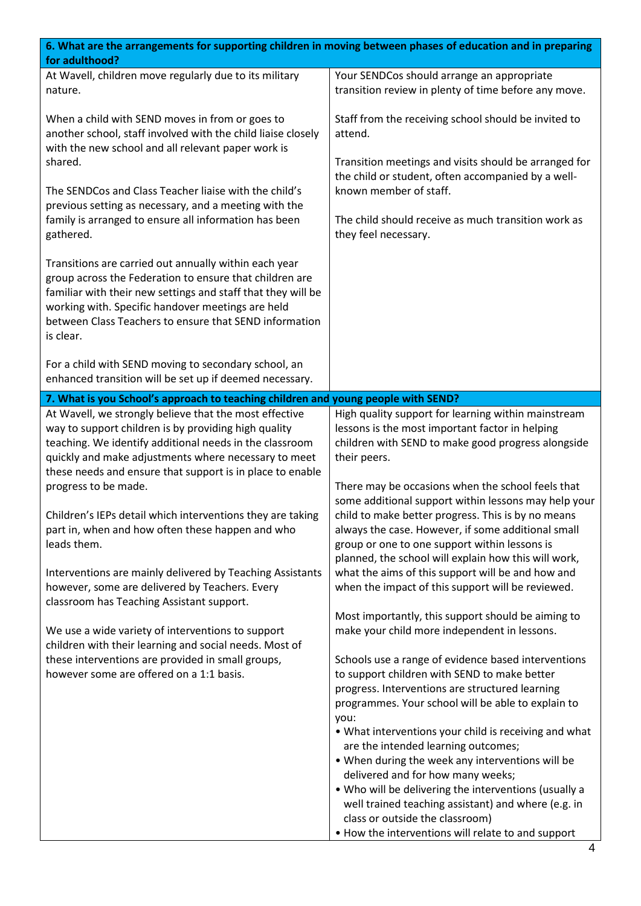| 6. What are the arrangements for supporting children in moving between phases of education and in preparing for adulthood? | |
|---|---|
| At Wavell, children move regularly due to its military nature.<br><br>When a child with SEND moves in from or goes to another school, staff involved with the child liaise closely with the new school and all relevant paper work is shared.<br><br>The SENDCos and Class Teacher liaise with the child's previous setting as necessary, and a meeting with the family is arranged to ensure all information has been gathered.<br><br>Transitions are carried out annually within each year group across the Federation to ensure that children are familiar with their new settings and staff that they will be working with. Specific handover meetings are held between Class Teachers to ensure that SEND information is clear.<br><br>For a child with SEND moving to secondary school, an enhanced transition will be set up if deemed necessary. | Your SENDCos should arrange an appropriate transition review in plenty of time before any move.<br><br>Staff from the receiving school should be invited to attend.<br><br>Transition meetings and visits should be arranged for the child or student, often accompanied by a well-known member of staff.<br><br>The child should receive as much transition work as they feel necessary. |

| 7. What is you School's approach to teaching children and young people with SEND? | |
|---|---|
| At Wavell, we strongly believe that the most effective way to support children is by providing high quality teaching. We identify additional needs in the classroom quickly and make adjustments where necessary to meet these needs and ensure that support is in place to enable progress to be made.<br><br>Children's IEPs detail which interventions they are taking part in, when and how often these happen and who leads them.<br><br>Interventions are mainly delivered by Teaching Assistants however, some are delivered by Teachers. Every classroom has Teaching Assistant support.<br><br>We use a wide variety of interventions to support children with their learning and social needs. Most of these interventions are provided in small groups, however some are offered on a 1:1 basis. | High quality support for learning within mainstream lessons is the most important factor in helping children with SEND to make good progress alongside their peers.<br><br>There may be occasions when the school feels that some additional support within lessons may help your child to make better progress. This is by no means always the case. However, if some additional small group or one to one support within lessons is planned, the school will explain how this will work, what the aims of this support will be and how and when the impact of this support will be reviewed.<br><br>Most importantly, this support should be aiming to make your child more independent in lessons.<br><br>Schools use a range of evidence based interventions to support children with SEND to make better progress. Interventions are structured learning programmes. Your school will be able to explain to you:<br>• What interventions your child is receiving and what are the intended learning outcomes;<br>• When during the week any interventions will be delivered and for how many weeks;<br>• Who will be delivering the interventions (usually a well trained teaching assistant) and where (e.g. in class or outside the classroom)<br>• How the interventions will relate to and support |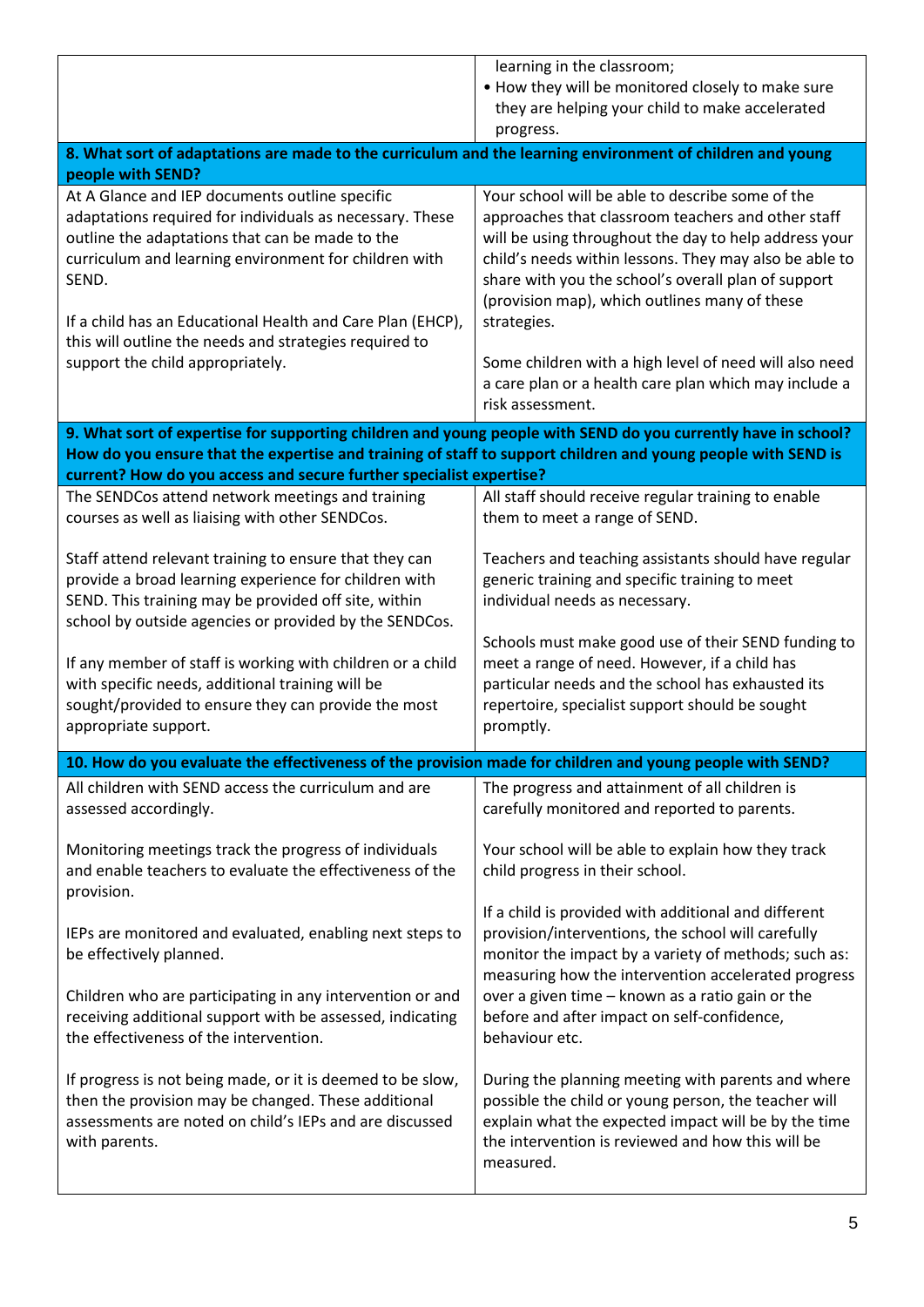| | |
|---|---|
| | learning in the classroom;<br>• How they will be monitored closely to make sure they are helping your child to make accelerated progress. |

**8. What sort of adaptations are made to the curriculum and the learning environment of children and young people with SEND?**

| | |
|---|---|
| At A Glance and IEP documents outline specific adaptations required for individuals as necessary. These outline the adaptations that can be made to the curriculum and learning environment for children with SEND.<br><br>If a child has an Educational Health and Care Plan (EHCP), this will outline the needs and strategies required to support the child appropriately. | Your school will be able to describe some of the approaches that classroom teachers and other staff will be using throughout the day to help address your child's needs within lessons. They may also be able to share with you the school's overall plan of support (provision map), which outlines many of these strategies.<br><br>Some children with a high level of need will also need a care plan or a health care plan which may include a risk assessment. |

**9. What sort of expertise for supporting children and young people with SEND do you currently have in school? How do you ensure that the expertise and training of staff to support children and young people with SEND is current? How do you access and secure further specialist expertise?**

| | |
|---|---|
| The SENDCos attend network meetings and training courses as well as liaising with other SENDCos.<br><br>Staff attend relevant training to ensure that they can provide a broad learning experience for children with SEND. This training may be provided off site, within school by outside agencies or provided by the SENDCos.<br><br>If any member of staff is working with children or a child with specific needs, additional training will be sought/provided to ensure they can provide the most appropriate support. | All staff should receive regular training to enable them to meet a range of SEND.<br><br>Teachers and teaching assistants should have regular generic training and specific training to meet individual needs as necessary.<br><br>Schools must make good use of their SEND funding to meet a range of need. However, if a child has particular needs and the school has exhausted its repertoire, specialist support should be sought promptly. |

**10. How do you evaluate the effectiveness of the provision made for children and young people with SEND?**

| | |
|---|---|
| All children with SEND access the curriculum and are assessed accordingly.<br><br>Monitoring meetings track the progress of individuals and enable teachers to evaluate the effectiveness of the provision.<br><br>IEPs are monitored and evaluated, enabling next steps to be effectively planned.<br><br>Children who are participating in any intervention or and receiving additional support with be assessed, indicating the effectiveness of the intervention.<br><br>If progress is not being made, or it is deemed to be slow, then the provision may be changed. These additional assessments are noted on child's IEPs and are discussed with parents. | The progress and attainment of all children is carefully monitored and reported to parents.<br><br>Your school will be able to explain how they track child progress in their school.<br><br>If a child is provided with additional and different provision/interventions, the school will carefully monitor the impact by a variety of methods; such as: measuring how the intervention accelerated progress over a given time – known as a ratio gain or the before and after impact on self-confidence, behaviour etc.<br><br>During the planning meeting with parents and where possible the child or young person, the teacher will explain what the expected impact will be by the time the intervention is reviewed and how this will be measured. |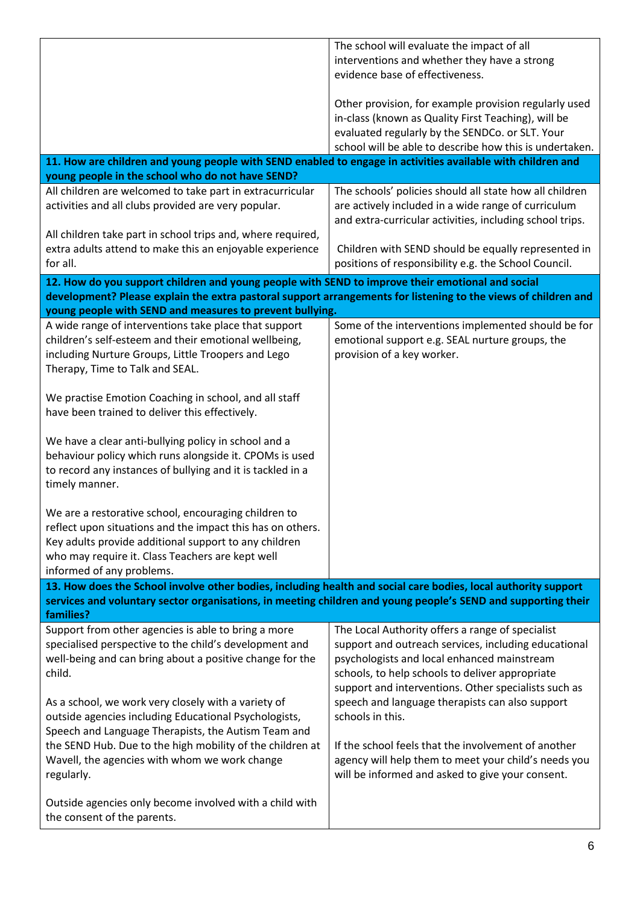| | |
|---|---|
| | The school will evaluate the impact of all interventions and whether they have a strong evidence base of effectiveness.<br><br>Other provision, for example provision regularly used in-class (known as Quality First Teaching), will be evaluated regularly by the SENDCo. or SLT. Your school will be able to describe how this is undertaken. |
| **11. How are children and young people with SEND enabled to engage in activities available with children and young people in the school who do not have SEND?** | |
| All children are welcomed to take part in extracurricular activities and all clubs provided are very popular.<br><br>All children take part in school trips and, where required, extra adults attend to make this an enjoyable experience for all. | The schools' policies should all state how all children are actively included in a wide range of curriculum and extra-curricular activities, including school trips.<br><br>Children with SEND should be equally represented in positions of responsibility e.g. the School Council. |
| **12. How do you support children and young people with SEND to improve their emotional and social development? Please explain the extra pastoral support arrangements for listening to the views of children and young people with SEND and measures to prevent bullying.** | |
| A wide range of interventions take place that support children's self-esteem and their emotional wellbeing, including Nurture Groups, Little Troopers and Lego Therapy, Time to Talk and SEAL.<br><br>We practise Emotion Coaching in school, and all staff have been trained to deliver this effectively.<br><br>We have a clear anti-bullying policy in school and a behaviour policy which runs alongside it. CPOMs is used to record any instances of bullying and it is tackled in a timely manner.<br><br>We are a restorative school, encouraging children to reflect upon situations and the impact this has on others. Key adults provide additional support to any children who may require it. Class Teachers are kept well informed of any problems. | Some of the interventions implemented should be for emotional support e.g. SEAL nurture groups, the provision of a key worker. |
| **13. How does the School involve other bodies, including health and social care bodies, local authority support services and voluntary sector organisations, in meeting children and young people's SEND and supporting their families?** | |
| Support from other agencies is able to bring a more specialised perspective to the child's development and well-being and can bring about a positive change for the child.<br><br>As a school, we work very closely with a variety of outside agencies including Educational Psychologists, Speech and Language Therapists, the Autism Team and the SEND Hub. Due to the high mobility of the children at Wavell, the agencies with whom we work change regularly.<br><br>Outside agencies only become involved with a child with the consent of the parents. | The Local Authority offers a range of specialist support and outreach services, including educational psychologists and local enhanced mainstream schools, to help schools to deliver appropriate support and interventions. Other specialists such as speech and language therapists can also support schools in this.<br><br>If the school feels that the involvement of another agency will help them to meet your child's needs you will be informed and asked to give your consent. |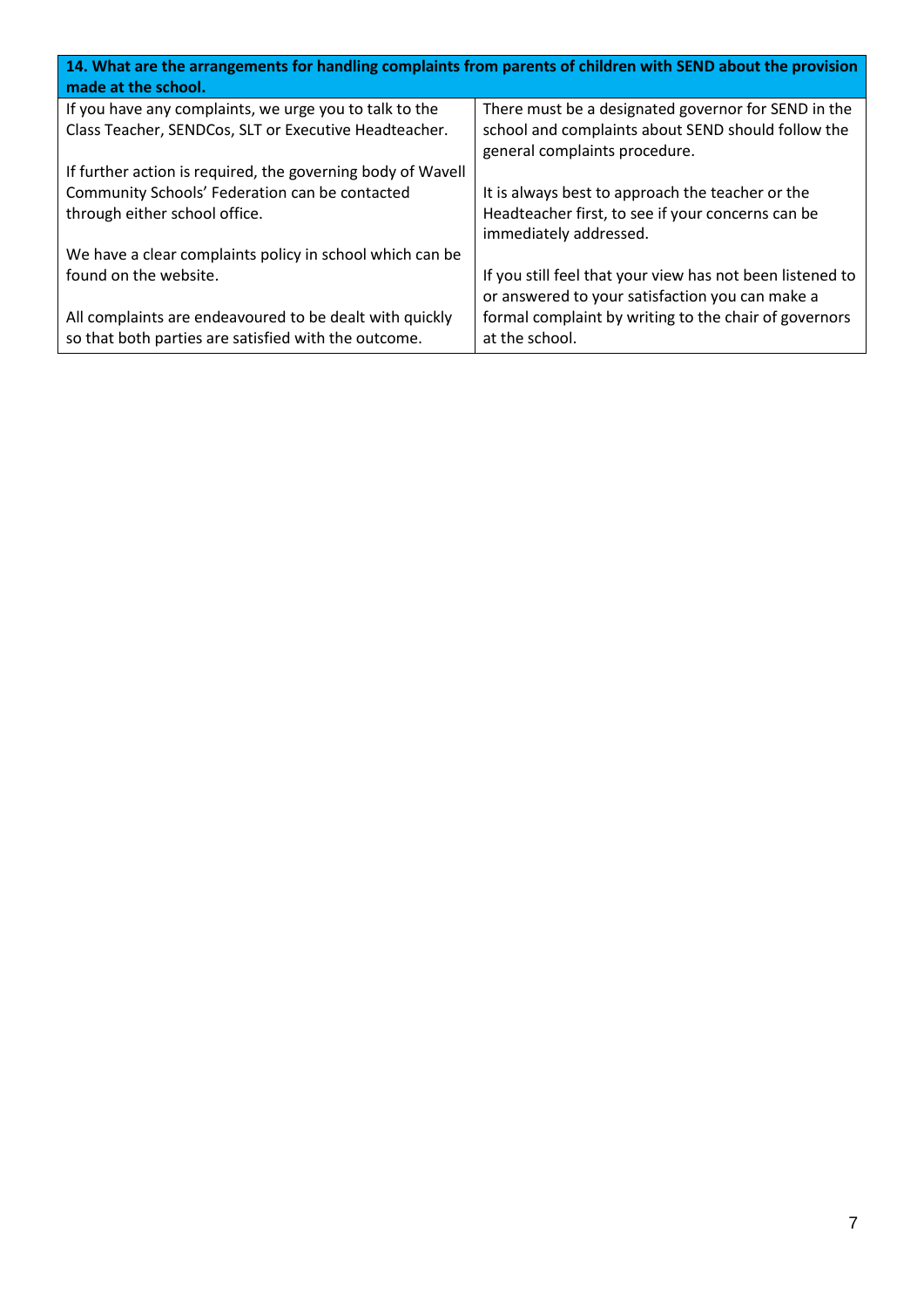| 14. What are the arrangements for handling complaints from parents of children with SEND about the provision made at the school. | |
|---|---|
| If you have any complaints, we urge you to talk to the Class Teacher, SENDCos, SLT or Executive Headteacher.<br><br>If further action is required, the governing body of Wavell Community Schools' Federation can be contacted through either school office.<br><br>We have a clear complaints policy in school which can be found on the website.<br><br>All complaints are endeavoured to be dealt with quickly so that both parties are satisfied with the outcome. | There must be a designated governor for SEND in the school and complaints about SEND should follow the general complaints procedure.<br><br>It is always best to approach the teacher or the Headteacher first, to see if your concerns can be immediately addressed.<br><br>If you still feel that your view has not been listened to or answered to your satisfaction you can make a formal complaint by writing to the chair of governors at the school. |